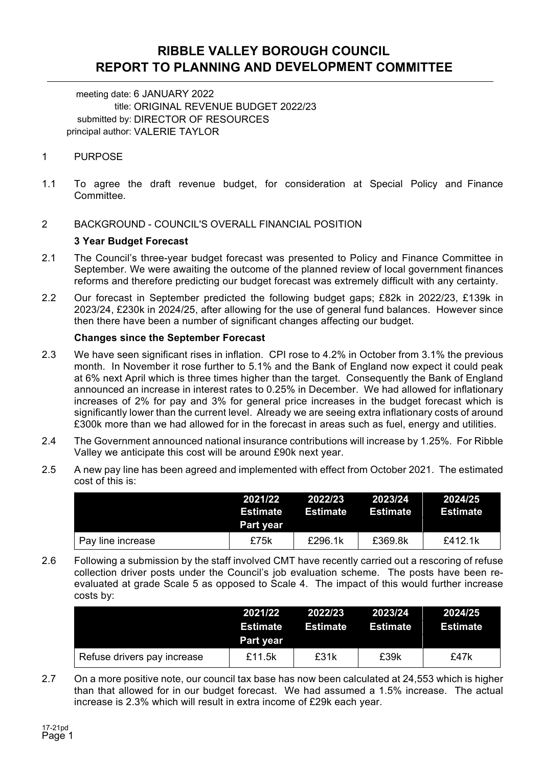# RIBBLE VALLEY BOROUGH COUNCIL
# REPORT TO PLANNING AND DEVELOPMENT COMMITTEE

meeting date: 6 JANUARY 2022
title: ORIGINAL REVENUE BUDGET 2022/23
submitted by: DIRECTOR OF RESOURCES
principal author: VALERIE TAYLOR

1 PURPOSE

1.1 To agree the draft revenue budget, for consideration at Special Policy and Finance Committee.

2 BACKGROUND - COUNCIL'S OVERALL FINANCIAL POSITION

**3 Year Budget Forecast**

2.1 The Council's three-year budget forecast was presented to Policy and Finance Committee in September. We were awaiting the outcome of the planned review of local government finances reforms and therefore predicting our budget forecast was extremely difficult with any certainty.

2.2 Our forecast in September predicted the following budget gaps; £82k in 2022/23, £139k in 2023/24, £230k in 2024/25, after allowing for the use of general fund balances. However since then there have been a number of significant changes affecting our budget.

**Changes since the September Forecast**

2.3 We have seen significant rises in inflation. CPI rose to 4.2% in October from 3.1% the previous month. In November it rose further to 5.1% and the Bank of England now expect it could peak at 6% next April which is three times higher than the target. Consequently the Bank of England announced an increase in interest rates to 0.25% in December. We had allowed for inflationary increases of 2% for pay and 3% for general price increases in the budget forecast which is significantly lower than the current level. Already we are seeing extra inflationary costs of around £300k more than we had allowed for in the forecast in areas such as fuel, energy and utilities.

2.4 The Government announced national insurance contributions will increase by 1.25%. For Ribble Valley we anticipate this cost will be around £90k next year.

2.5 A new pay line has been agreed and implemented with effect from October 2021. The estimated cost of this is:

| | 2021/22 Estimate Part year | 2022/23 Estimate | 2023/24 Estimate | 2024/25 Estimate |
|---|---|---|---|---|
| Pay line increase | £75k | £296.1k | £369.8k | £412.1k |

2.6 Following a submission by the staff involved CMT have recently carried out a rescoring of refuse collection driver posts under the Council's job evaluation scheme. The posts have been re-evaluated at grade Scale 5 as opposed to Scale 4. The impact of this would further increase costs by:

| | 2021/22 Estimate Part year | 2022/23 Estimate | 2023/24 Estimate | 2024/25 Estimate |
|---|---|---|---|---|
| Refuse drivers pay increase | £11.5k | £31k | £39k | £47k |

2.7 On a more positive note, our council tax base has now been calculated at 24,553 which is higher than that allowed for in our budget forecast. We had assumed a 1.5% increase. The actual increase is 2.3% which will result in extra income of £29k each year.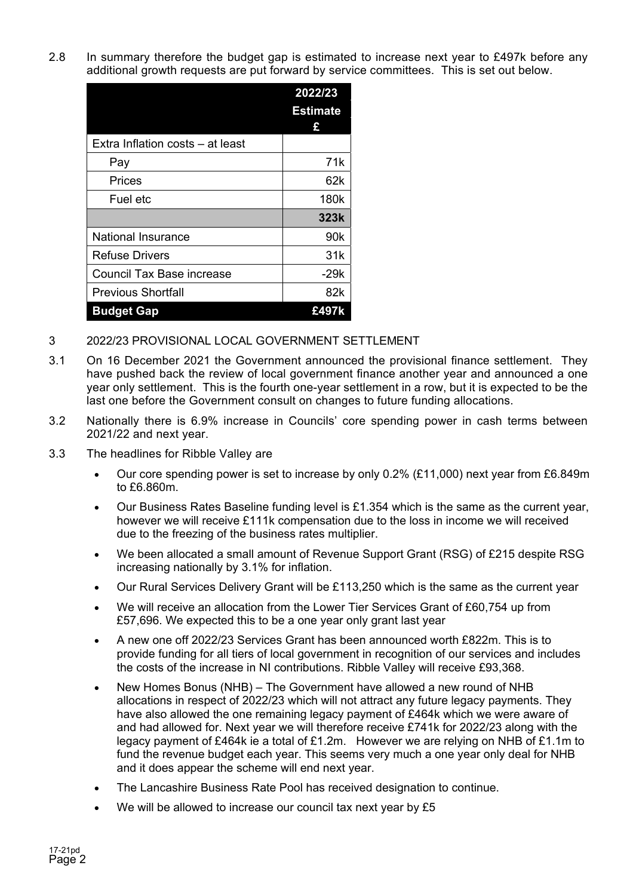2.8 In summary therefore the budget gap is estimated to increase next year to £497k before any additional growth requests are put forward by service committees. This is set out below.

| | 2022/23 Estimate £ |
|---|---|
| Extra Inflation costs – at least | |
| Pay | 71k |
| Prices | 62k |
| Fuel etc | 180k |
| | **323k** |
| National Insurance | 90k |
| Refuse Drivers | 31k |
| Council Tax Base increase | -29k |
| Previous Shortfall | 82k |
| **Budget Gap** | **£497k** |

3 2022/23 PROVISIONAL LOCAL GOVERNMENT SETTLEMENT

3.1 On 16 December 2021 the Government announced the provisional finance settlement. They have pushed back the review of local government finance another year and announced a one year only settlement. This is the fourth one-year settlement in a row, but it is expected to be the last one before the Government consult on changes to future funding allocations.

3.2 Nationally there is 6.9% increase in Councils' core spending power in cash terms between 2021/22 and next year.

3.3 The headlines for Ribble Valley are

- Our core spending power is set to increase by only 0.2% (£11,000) next year from £6.849m to £6.860m.
- Our Business Rates Baseline funding level is £1.354 which is the same as the current year, however we will receive £111k compensation due to the loss in income we will received due to the freezing of the business rates multiplier.
- We been allocated a small amount of Revenue Support Grant (RSG) of £215 despite RSG increasing nationally by 3.1% for inflation.
- Our Rural Services Delivery Grant will be £113,250 which is the same as the current year
- We will receive an allocation from the Lower Tier Services Grant of £60,754 up from £57,696. We expected this to be a one year only grant last year
- A new one off 2022/23 Services Grant has been announced worth £822m. This is to provide funding for all tiers of local government in recognition of our services and includes the costs of the increase in NI contributions. Ribble Valley will receive £93,368.
- New Homes Bonus (NHB) – The Government have allowed a new round of NHB allocations in respect of 2022/23 which will not attract any future legacy payments. They have also allowed the one remaining legacy payment of £464k which we were aware of and had allowed for. Next year we will therefore receive £741k for 2022/23 along with the legacy payment of £464k ie a total of £1.2m. However we are relying on NHB of £1.1m to fund the revenue budget each year. This seems very much a one year only deal for NHB and it does appear the scheme will end next year.
- The Lancashire Business Rate Pool has received designation to continue.
- We will be allowed to increase our council tax next year by £5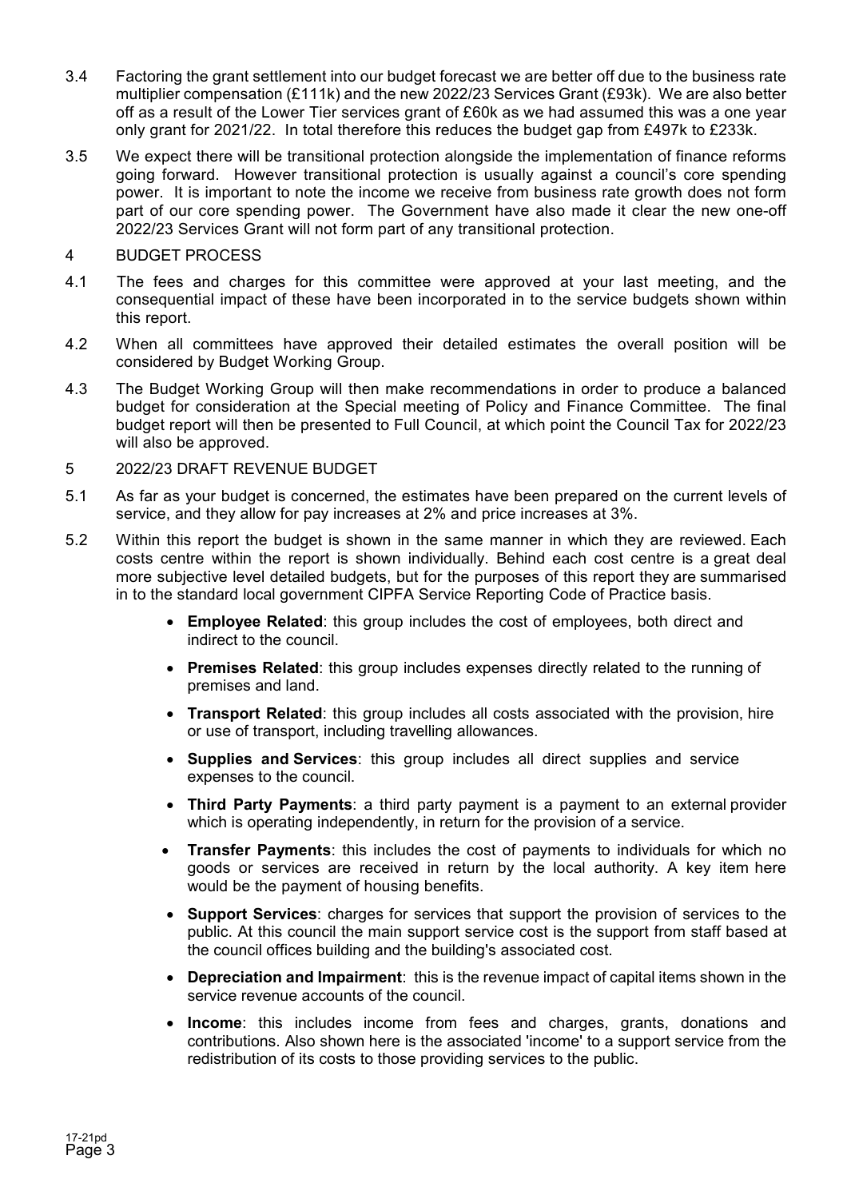3.4 Factoring the grant settlement into our budget forecast we are better off due to the business rate multiplier compensation (£111k) and the new 2022/23 Services Grant (£93k). We are also better off as a result of the Lower Tier services grant of £60k as we had assumed this was a one year only grant for 2021/22. In total therefore this reduces the budget gap from £497k to £233k.

3.5 We expect there will be transitional protection alongside the implementation of finance reforms going forward. However transitional protection is usually against a council's core spending power. It is important to note the income we receive from business rate growth does not form part of our core spending power. The Government have also made it clear the new one-off 2022/23 Services Grant will not form part of any transitional protection.

## 4 BUDGET PROCESS

4.1 The fees and charges for this committee were approved at your last meeting, and the consequential impact of these have been incorporated in to the service budgets shown within this report.

4.2 When all committees have approved their detailed estimates the overall position will be considered by Budget Working Group.

4.3 The Budget Working Group will then make recommendations in order to produce a balanced budget for consideration at the Special meeting of Policy and Finance Committee. The final budget report will then be presented to Full Council, at which point the Council Tax for 2022/23 will also be approved.

## 5 2022/23 DRAFT REVENUE BUDGET

5.1 As far as your budget is concerned, the estimates have been prepared on the current levels of service, and they allow for pay increases at 2% and price increases at 3%.

5.2 Within this report the budget is shown in the same manner in which they are reviewed. Each costs centre within the report is shown individually. Behind each cost centre is a great deal more subjective level detailed budgets, but for the purposes of this report they are summarised in to the standard local government CIPFA Service Reporting Code of Practice basis.

- **Employee Related**: this group includes the cost of employees, both direct and indirect to the council.
- **Premises Related**: this group includes expenses directly related to the running of premises and land.
- **Transport Related**: this group includes all costs associated with the provision, hire or use of transport, including travelling allowances.
- **Supplies and Services**: this group includes all direct supplies and service expenses to the council.
- **Third Party Payments**: a third party payment is a payment to an external provider which is operating independently, in return for the provision of a service.
- **Transfer Payments**: this includes the cost of payments to individuals for which no goods or services are received in return by the local authority. A key item here would be the payment of housing benefits.
- **Support Services**: charges for services that support the provision of services to the public. At this council the main support service cost is the support from staff based at the council offices building and the building's associated cost.
- **Depreciation and Impairment**: this is the revenue impact of capital items shown in the service revenue accounts of the council.
- **Income**: this includes income from fees and charges, grants, donations and contributions. Also shown here is the associated 'income' to a support service from the redistribution of its costs to those providing services to the public.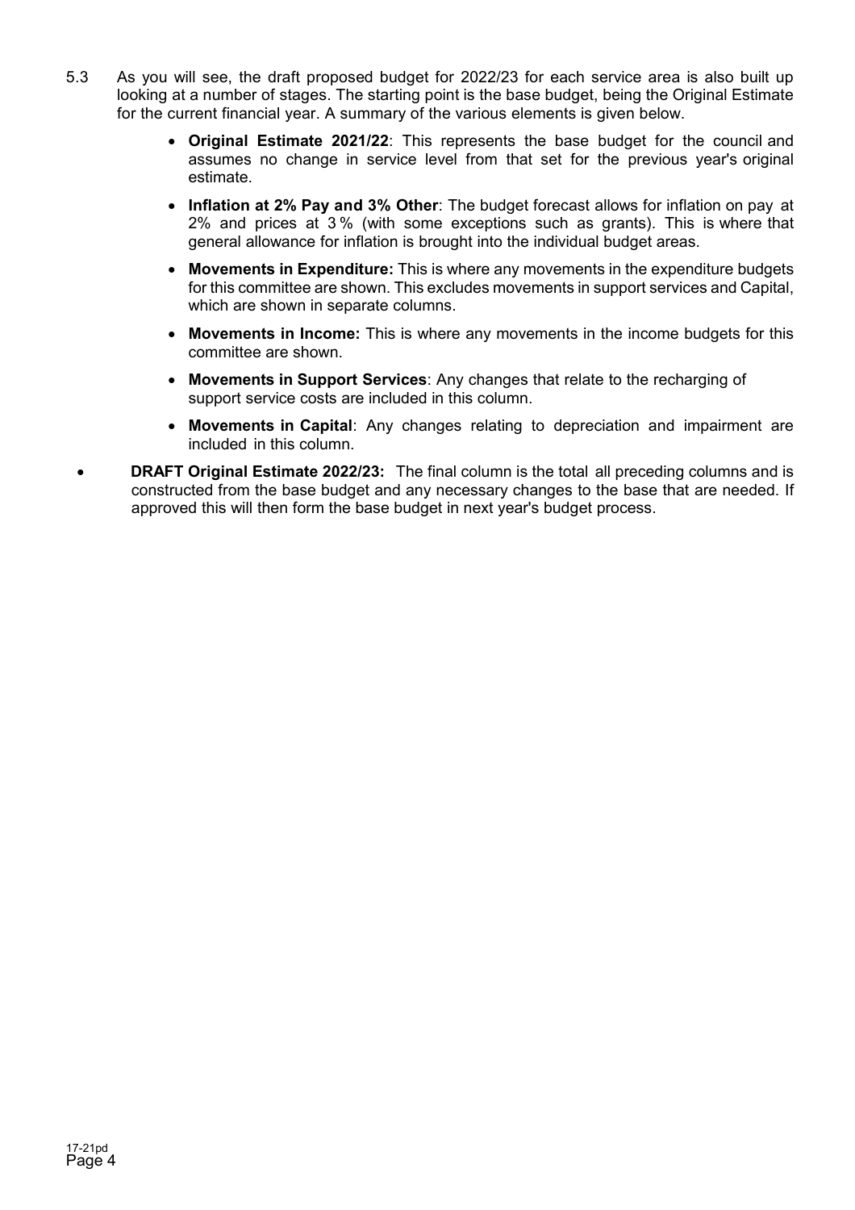5.3 As you will see, the draft proposed budget for 2022/23 for each service area is also built up looking at a number of stages. The starting point is the base budget, being the Original Estimate for the current financial year. A summary of the various elements is given below.

- **Original Estimate 2021/22**: This represents the base budget for the council and assumes no change in service level from that set for the previous year's original estimate.
- **Inflation at 2% Pay and 3% Other**: The budget forecast allows for inflation on pay at 2% and prices at 3 % (with some exceptions such as grants). This is where that general allowance for inflation is brought into the individual budget areas.
- **Movements in Expenditure:** This is where any movements in the expenditure budgets for this committee are shown. This excludes movements in support services and Capital, which are shown in separate columns.
- **Movements in Income:** This is where any movements in the income budgets for this committee are shown.
- **Movements in Support Services**: Any changes that relate to the recharging of support service costs are included in this column.
- **Movements in Capital**: Any changes relating to depreciation and impairment are included in this column.
- **DRAFT Original Estimate 2022/23:** The final column is the total all preceding columns and is constructed from the base budget and any necessary changes to the base that are needed. If approved this will then form the base budget in next year's budget process.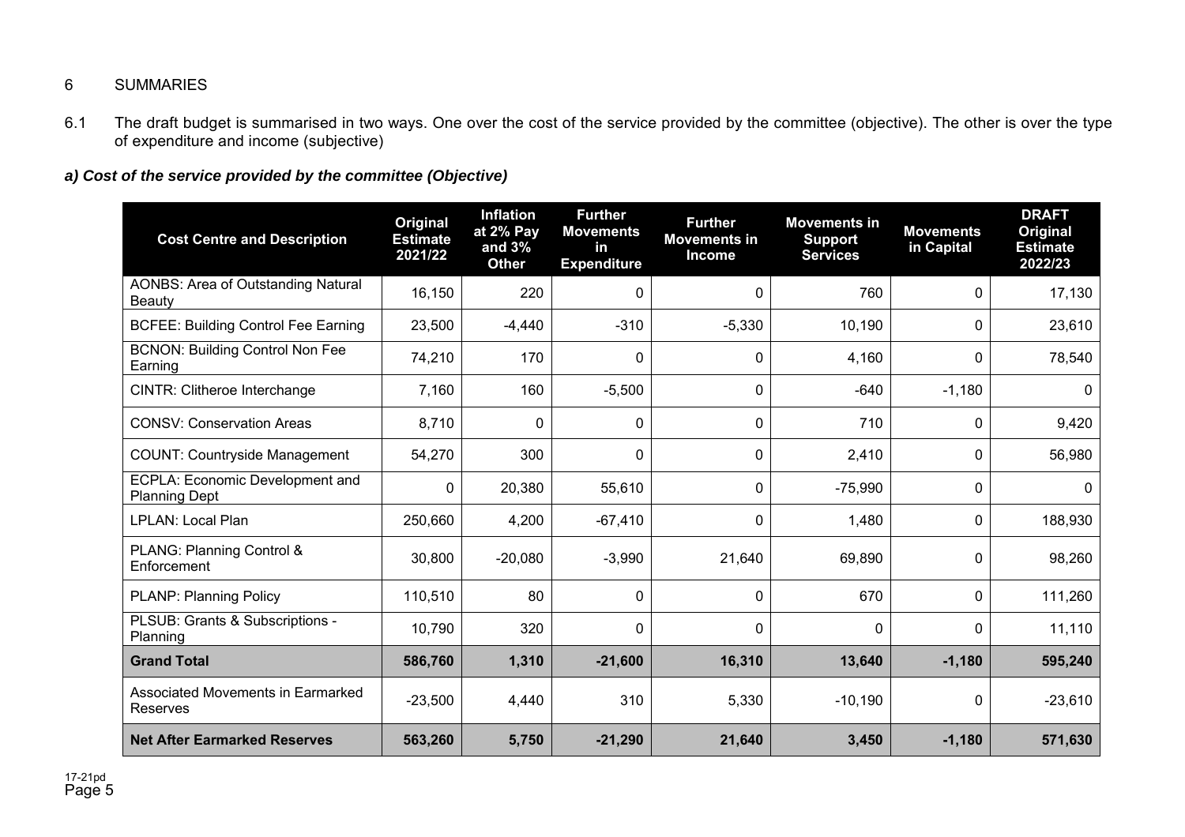## 6 SUMMARIES

6.1 The draft budget is summarised in two ways. One over the cost of the service provided by the committee (objective). The other is over the type of expenditure and income (subjective)

### *a) Cost of the service provided by the committee (Objective)*

| Cost Centre and Description | Original Estimate 2021/22 | Inflation at 2% Pay and 3% Other | Further Movements in Expenditure | Further Movements in Income | Movements in Support Services | Movements in Capital | DRAFT Original Estimate 2022/23 |
|---|---|---|---|---|---|---|---|
| AONBS: Area of Outstanding Natural Beauty | 16,150 | 220 | 0 | 0 | 760 | 0 | 17,130 |
| BCFEE: Building Control Fee Earning | 23,500 | -4,440 | -310 | -5,330 | 10,190 | 0 | 23,610 |
| BCNON: Building Control Non Fee Earning | 74,210 | 170 | 0 | 0 | 4,160 | 0 | 78,540 |
| CINTR: Clitheroe Interchange | 7,160 | 160 | -5,500 | 0 | -640 | -1,180 | 0 |
| CONSV: Conservation Areas | 8,710 | 0 | 0 | 0 | 710 | 0 | 9,420 |
| COUNT: Countryside Management | 54,270 | 300 | 0 | 0 | 2,410 | 0 | 56,980 |
| ECPLA: Economic Development and Planning Dept | 0 | 20,380 | 55,610 | 0 | -75,990 | 0 | 0 |
| LPLAN: Local Plan | 250,660 | 4,200 | -67,410 | 0 | 1,480 | 0 | 188,930 |
| PLANG: Planning Control & Enforcement | 30,800 | -20,080 | -3,990 | 21,640 | 69,890 | 0 | 98,260 |
| PLANP: Planning Policy | 110,510 | 80 | 0 | 0 | 670 | 0 | 111,260 |
| PLSUB: Grants & Subscriptions - Planning | 10,790 | 320 | 0 | 0 | 0 | 0 | 11,110 |
| **Grand Total** | **586,760** | **1,310** | **-21,600** | **16,310** | **13,640** | **-1,180** | **595,240** |
| Associated Movements in Earmarked Reserves | -23,500 | 4,440 | 310 | 5,330 | -10,190 | 0 | -23,610 |
| **Net After Earmarked Reserves** | **563,260** | **5,750** | **-21,290** | **21,640** | **3,450** | **-1,180** | **571,630** |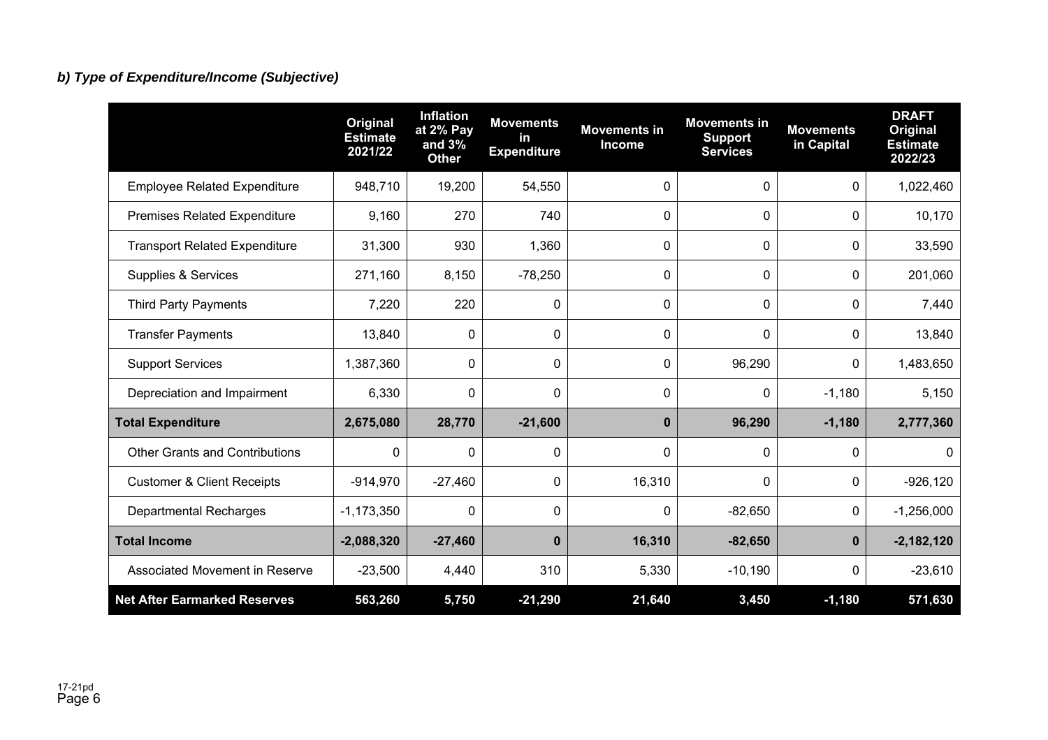***b) Type of Expenditure/Income (Subjective)***

| | Original Estimate 2021/22 | Inflation at 2% Pay and 3% Other | Movements in Expenditure | Movements in Income | Movements in Support Services | Movements in Capital | DRAFT Original Estimate 2022/23 |
|---|---|---|---|---|---|---|---|
| Employee Related Expenditure | 948,710 | 19,200 | 54,550 | 0 | 0 | 0 | 1,022,460 |
| Premises Related Expenditure | 9,160 | 270 | 740 | 0 | 0 | 0 | 10,170 |
| Transport Related Expenditure | 31,300 | 930 | 1,360 | 0 | 0 | 0 | 33,590 |
| Supplies & Services | 271,160 | 8,150 | -78,250 | 0 | 0 | 0 | 201,060 |
| Third Party Payments | 7,220 | 220 | 0 | 0 | 0 | 0 | 7,440 |
| Transfer Payments | 13,840 | 0 | 0 | 0 | 0 | 0 | 13,840 |
| Support Services | 1,387,360 | 0 | 0 | 0 | 96,290 | 0 | 1,483,650 |
| Depreciation and Impairment | 6,330 | 0 | 0 | 0 | 0 | -1,180 | 5,150 |
| **Total Expenditure** | **2,675,080** | **28,770** | **-21,600** | **0** | **96,290** | **-1,180** | **2,777,360** |
| Other Grants and Contributions | 0 | 0 | 0 | 0 | 0 | 0 | 0 |
| Customer & Client Receipts | -914,970 | -27,460 | 0 | 16,310 | 0 | 0 | -926,120 |
| Departmental Recharges | -1,173,350 | 0 | 0 | 0 | -82,650 | 0 | -1,256,000 |
| **Total Income** | **-2,088,320** | **-27,460** | **0** | **16,310** | **-82,650** | **0** | **-2,182,120** |
| Associated Movement in Reserve | -23,500 | 4,440 | 310 | 5,330 | -10,190 | 0 | -23,610 |
| **Net After Earmarked Reserves** | **563,260** | **5,750** | **-21,290** | **21,640** | **3,450** | **-1,180** | **571,630** |

17-21pd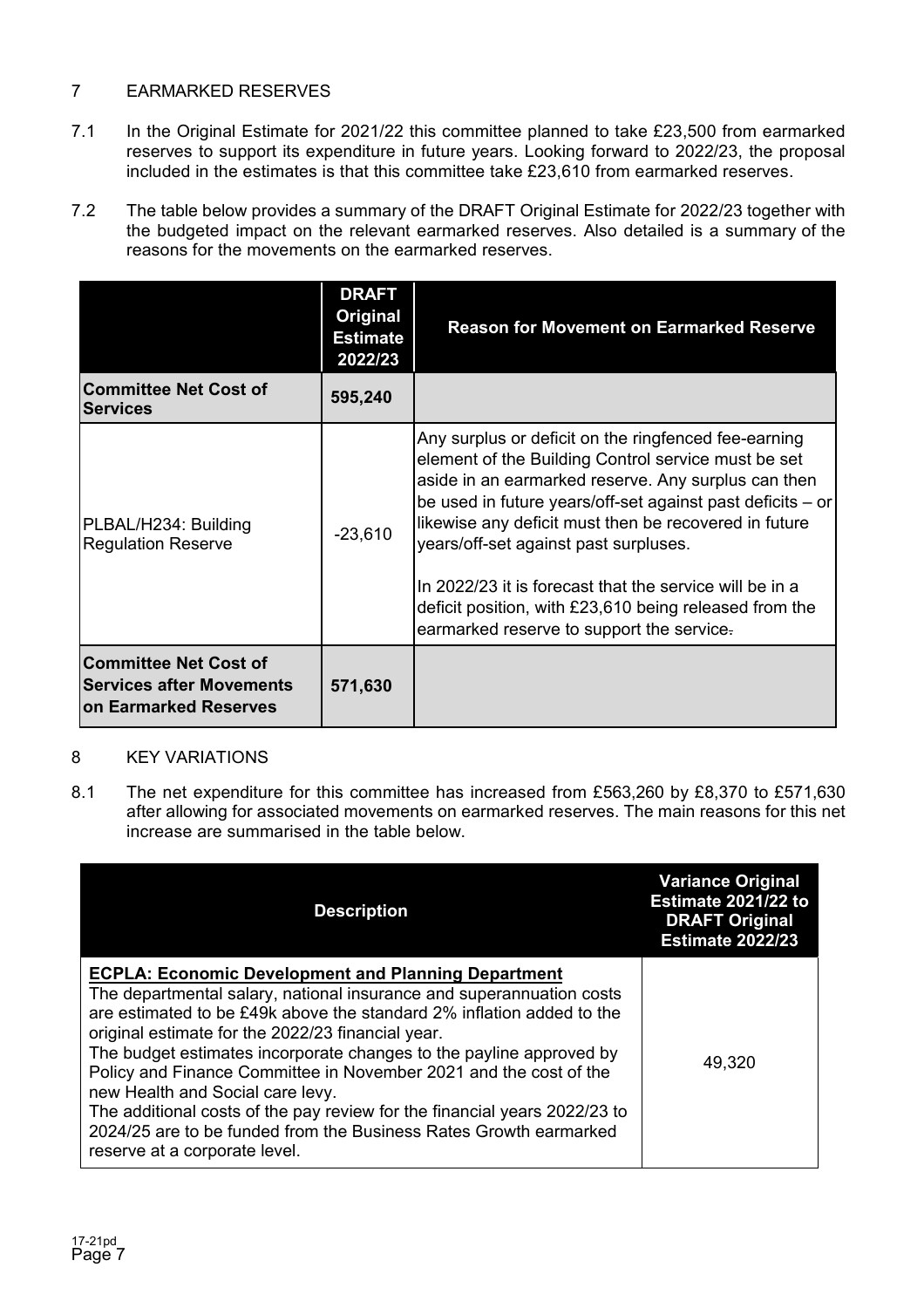## 7 EARMARKED RESERVES

7.1 In the Original Estimate for 2021/22 this committee planned to take £23,500 from earmarked reserves to support its expenditure in future years. Looking forward to 2022/23, the proposal included in the estimates is that this committee take £23,610 from earmarked reserves.

7.2 The table below provides a summary of the DRAFT Original Estimate for 2022/23 together with the budgeted impact on the relevant earmarked reserves. Also detailed is a summary of the reasons for the movements on the earmarked reserves.

| | DRAFT Original Estimate 2022/23 | Reason for Movement on Earmarked Reserve |
|---|---|---|
| **Committee Net Cost of Services** | **595,240** | |
| PLBAL/H234: Building Regulation Reserve | -23,610 | Any surplus or deficit on the ringfenced fee-earning element of the Building Control service must be set aside in an earmarked reserve. Any surplus can then be used in future years/off-set against past deficits – or likewise any deficit must then be recovered in future years/off-set against past surpluses.<br><br>In 2022/23 it is forecast that the service will be in a deficit position, with £23,610 being released from the earmarked reserve to support the service. |
| **Committee Net Cost of Services after Movements on Earmarked Reserves** | **571,630** | |

## 8 KEY VARIATIONS

8.1 The net expenditure for this committee has increased from £563,260 by £8,370 to £571,630 after allowing for associated movements on earmarked reserves. The main reasons for this net increase are summarised in the table below.

| Description | Variance Original Estimate 2021/22 to DRAFT Original Estimate 2022/23 |
|---|---|
| **ECPLA: Economic Development and Planning Department**<br>The departmental salary, national insurance and superannuation costs are estimated to be £49k above the standard 2% inflation added to the original estimate for the 2022/23 financial year.<br>The budget estimates incorporate changes to the payline approved by Policy and Finance Committee in November 2021 and the cost of the new Health and Social care levy.<br>The additional costs of the pay review for the financial years 2022/23 to 2024/25 are to be funded from the Business Rates Growth earmarked reserve at a corporate level. | 49,320 |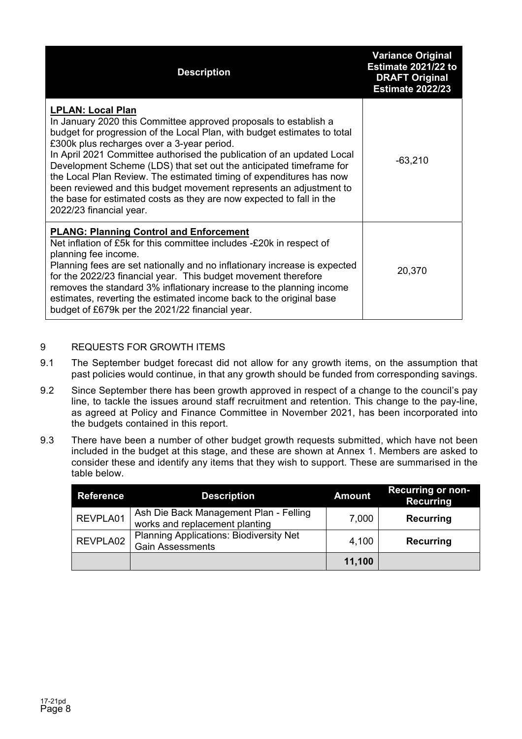| Description | Variance Original Estimate 2021/22 to DRAFT Original Estimate 2022/23 |
| --- | --- |
| **LPLAN: Local Plan**<br>In January 2020 this Committee approved proposals to establish a budget for progression of the Local Plan, with budget estimates to total £300k plus recharges over a 3-year period.<br>In April 2021 Committee authorised the publication of an updated Local Development Scheme (LDS) that set out the anticipated timeframe for the Local Plan Review. The estimated timing of expenditures has now been reviewed and this budget movement represents an adjustment to the base for estimated costs as they are now expected to fall in the 2022/23 financial year. | -63,210 |
| **PLANG: Planning Control and Enforcement**<br>Net inflation of £5k for this committee includes -£20k in respect of planning fee income.<br>Planning fees are set nationally and no inflationary increase is expected for the 2022/23 financial year. This budget movement therefore removes the standard 3% inflationary increase to the planning income estimates, reverting the estimated income back to the original base budget of £679k per the 2021/22 financial year. | 20,370 |

9 REQUESTS FOR GROWTH ITEMS

9.1 The September budget forecast did not allow for any growth items, on the assumption that past policies would continue, in that any growth should be funded from corresponding savings.

9.2 Since September there has been growth approved in respect of a change to the council's pay line, to tackle the issues around staff recruitment and retention. This change to the pay-line, as agreed at Policy and Finance Committee in November 2021, has been incorporated into the budgets contained in this report.

9.3 There have been a number of other budget growth requests submitted, which have not been included in the budget at this stage, and these are shown at Annex 1. Members are asked to consider these and identify any items that they wish to support. These are summarised in the table below.

| Reference | Description | Amount | Recurring or non-Recurring |
| --- | --- | --- | --- |
| REVPLA01 | Ash Die Back Management Plan - Felling works and replacement planting | 7,000 | **Recurring** |
| REVPLA02 | Planning Applications: Biodiversity Net Gain Assessments | 4,100 | **Recurring** |
| | | **11,100** | |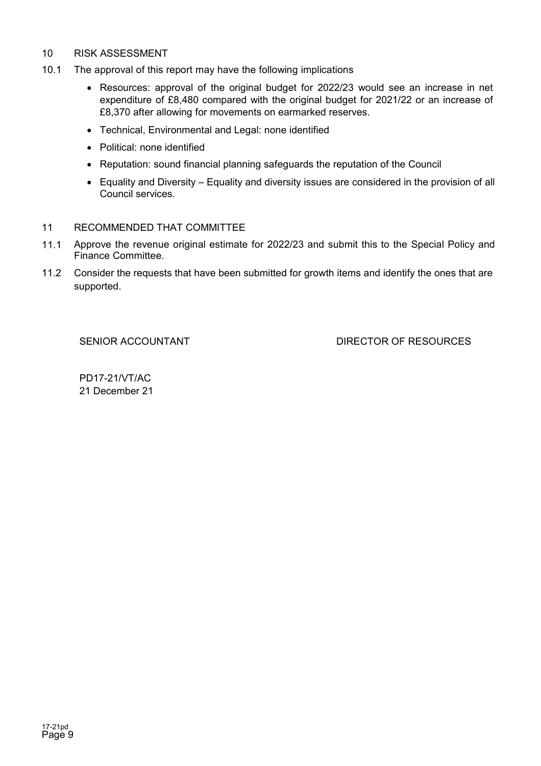## 10 RISK ASSESSMENT

10.1 The approval of this report may have the following implications

- Resources: approval of the original budget for 2022/23 would see an increase in net expenditure of £8,480 compared with the original budget for 2021/22 or an increase of £8,370 after allowing for movements on earmarked reserves.
- Technical, Environmental and Legal: none identified
- Political: none identified
- Reputation: sound financial planning safeguards the reputation of the Council
- Equality and Diversity – Equality and diversity issues are considered in the provision of all Council services.

## 11 RECOMMENDED THAT COMMITTEE

11.1 Approve the revenue original estimate for 2022/23 and submit this to the Special Policy and Finance Committee.

11.2 Consider the requests that have been submitted for growth items and identify the ones that are supported.

SENIOR ACCOUNTANT DIRECTOR OF RESOURCES

PD17-21/VT/AC
21 December 21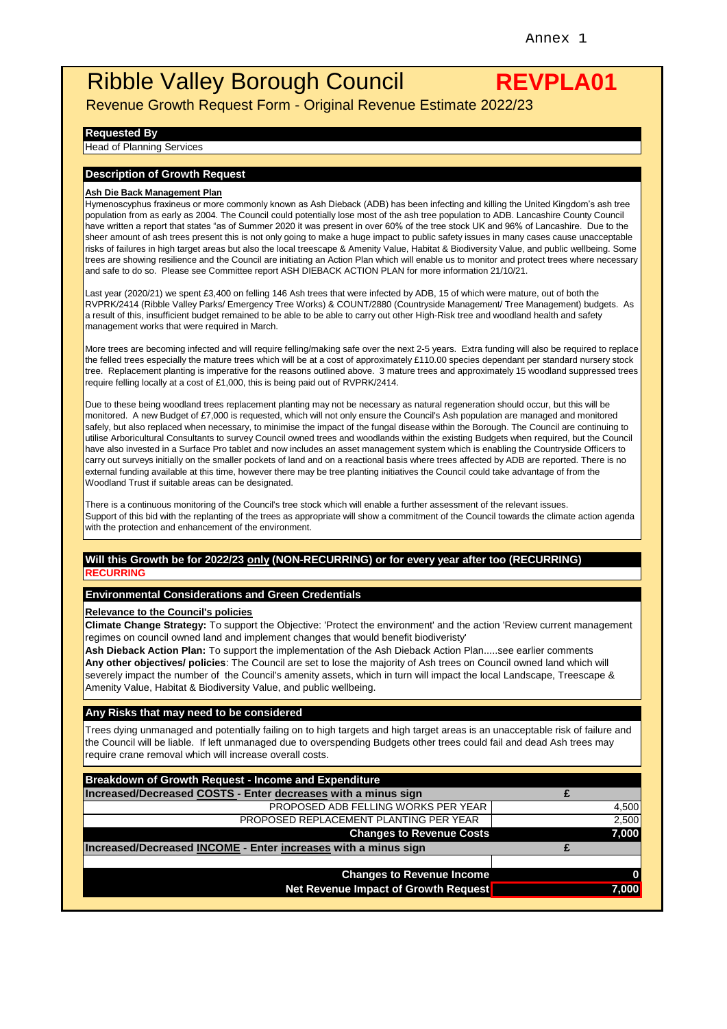Annex 1

# Ribble Valley Borough Council **REVPLA01**

Revenue Growth Request Form - Original Revenue Estimate 2022/23

## Requested By

Head of Planning Services

## Description of Growth Request

**Ash Die Back Management Plan**

Hymenoscyphus fraxineus or more commonly known as Ash Dieback (ADB) has been infecting and killing the United Kingdom's ash tree population from as early as 2004. The Council could potentially lose most of the ash tree population to ADB. Lancashire County Council have written a report that states "as of Summer 2020 it was present in over 60% of the tree stock UK and 96% of Lancashire. Due to the sheer amount of ash trees present this is not only going to make a huge impact to public safety issues in many cases cause unacceptable risks of failures in high target areas but also the local treescape & Amenity Value, Habitat & Biodiversity Value, and public wellbeing. Some trees are showing resilience and the Council are initiating an Action Plan which will enable us to monitor and protect trees where necessary and safe to do so. Please see Committee report ASH DIEBACK ACTION PLAN for more information 21/10/21.

Last year (2020/21) we spent £3,400 on felling 146 Ash trees that were infected by ADB, 15 of which were mature, out of both the RVPRK/2414 (Ribble Valley Parks/ Emergency Tree Works) & COUNT/2880 (Countryside Management/ Tree Management) budgets. As a result of this, insufficient budget remained to be able to be able to carry out other High-Risk tree and woodland health and safety management works that were required in March.

More trees are becoming infected and will require felling/making safe over the next 2-5 years. Extra funding will also be required to replace the felled trees especially the mature trees which will be at a cost of approximately £110.00 species dependant per standard nursery stock tree. Replacement planting is imperative for the reasons outlined above. 3 mature trees and approximately 15 woodland suppressed trees require felling locally at a cost of £1,000, this is being paid out of RVPRK/2414.

Due to these being woodland trees replacement planting may not be necessary as natural regeneration should occur, but this will be monitored. A new Budget of £7,000 is requested, which will not only ensure the Council's Ash population are managed and monitored safely, but also replaced when necessary, to minimise the impact of the fungal disease within the Borough. The Council are continuing to utilise Arboricultural Consultants to survey Council owned trees and woodlands within the existing Budgets when required, but the Council have also invested in a Surface Pro tablet and now includes an asset management system which is enabling the Countryside Officers to carry out surveys initially on the smaller pockets of land and on a reactional basis where trees affected by ADB are reported. There is no external funding available at this time, however there may be tree planting initiatives the Council could take advantage of from the Woodland Trust if suitable areas can be designated.

There is a continuous monitoring of the Council's tree stock which will enable a further assessment of the relevant issues.
Support of this bid with the replanting of the trees as appropriate will show a commitment of the Council towards the climate action agenda with the protection and enhancement of the environment.

## Will this Growth be for 2022/23 only (NON-RECURRING) or for every year after too (RECURRING)

**RECURRING**

## Environmental Considerations and Green Credentials

**Relevance to the Council's policies**

**Climate Change Strategy:** To support the Objective: 'Protect the environment' and the action 'Review current management regimes on council owned land and implement changes that would benefit biodiveristy'

**Ash Dieback Action Plan:** To support the implementation of the Ash Dieback Action Plan.....see earlier comments

**Any other objectives/ policies**: The Council are set to lose the majority of Ash trees on Council owned land which will severely impact the number of the Council's amenity assets, which in turn will impact the local Landscape, Treescape & Amenity Value, Habitat & Biodiversity Value, and public wellbeing.

## Any Risks that may need to be considered

Trees dying unmanaged and potentially failing on to high targets and high target areas is an unacceptable risk of failure and the Council will be liable. If left unmanaged due to overspending Budgets other trees could fail and dead Ash trees may require crane removal which will increase overall costs.

## Breakdown of Growth Request - Income and Expenditure

| Increased/Decreased COSTS - Enter decreases with a minus sign | £ |
|---|---|
| PROPOSED ADB FELLING WORKS PER YEAR | 4,500 |
| PROPOSED REPLACEMENT PLANTING PER YEAR | 2,500 |
| **Changes to Revenue Costs** | **7,000** |
| **Increased/Decreased INCOME - Enter increases with a minus sign** | **£** |
| | |
| **Changes to Revenue Income** | **0** |
| **Net Revenue Impact of Growth Request** | **7,000** |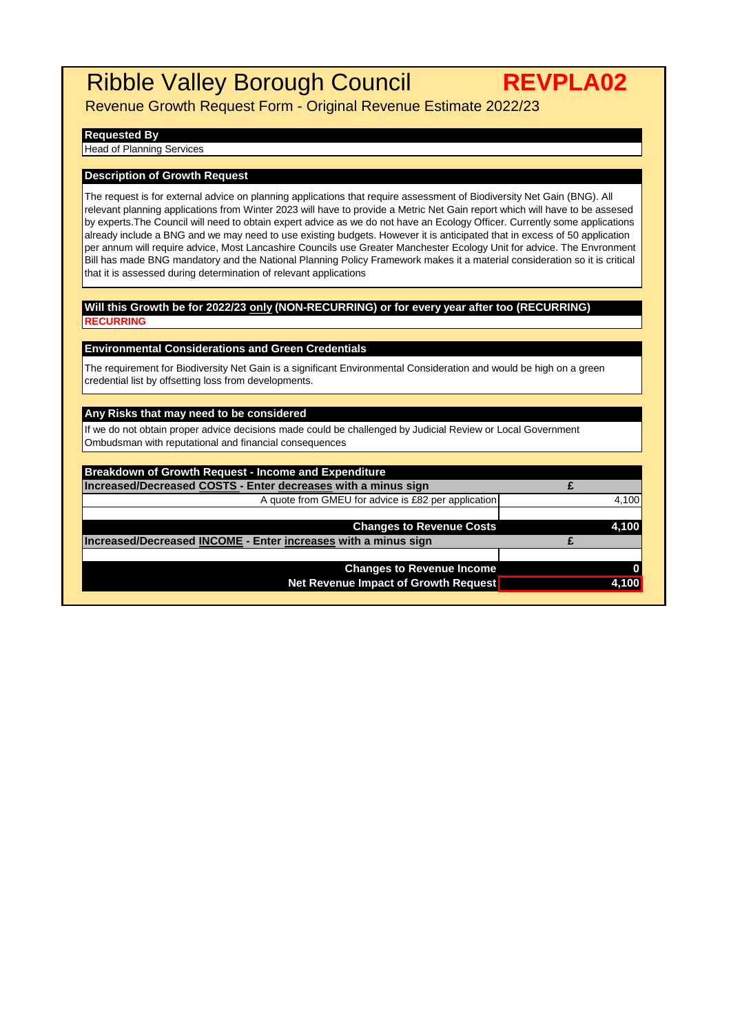# Ribble Valley Borough Council **REVPLA02**

Revenue Growth Request Form - Original Revenue Estimate 2022/23

**Requested By**

Head of Planning Services

**Description of Growth Request**

The request is for external advice on planning applications that require assessment of Biodiversity Net Gain (BNG). All relevant planning applications from Winter 2023 will have to provide a Metric Net Gain report which will have to be assesed by experts.The Council will need to obtain expert advice as we do not have an Ecology Officer. Currently some applications already include a BNG and we may need to use existing budgets. However it is anticipated that in excess of 50 application per annum will require advice, Most Lancashire Councils use Greater Manchester Ecology Unit for advice. The Envronment Bill has made BNG mandatory and the National Planning Policy Framework makes it a material consideration so it is critical that it is assessed during determination of relevant applications

**Will this Growth be for 2022/23 only (NON-RECURRING) or for every year after too (RECURRING)**

**RECURRING**

**Environmental Considerations and Green Credentials**

The requirement for Biodiversity Net Gain is a significant Environmental Consideration and would be high on a green credential list by offsetting loss from developments.

**Any Risks that may need to be considered**

If we do not obtain proper advice decisions made could be challenged by Judicial Review or Local Government Ombudsman with reputational and financial consequences

**Breakdown of Growth Request - Income and Expenditure**

| Increased/Decreased COSTS - Enter decreases with a minus sign | £ |
|---|---|
| A quote from GMEU for advice is £82 per application | 4,100 |
| | |
| **Changes to Revenue Costs** | **4,100** |
| **Increased/Decreased INCOME - Enter increases with a minus sign** | **£** |
| | |
| **Changes to Revenue Income** | **0** |
| **Net Revenue Impact of Growth Request** | **4,100** |